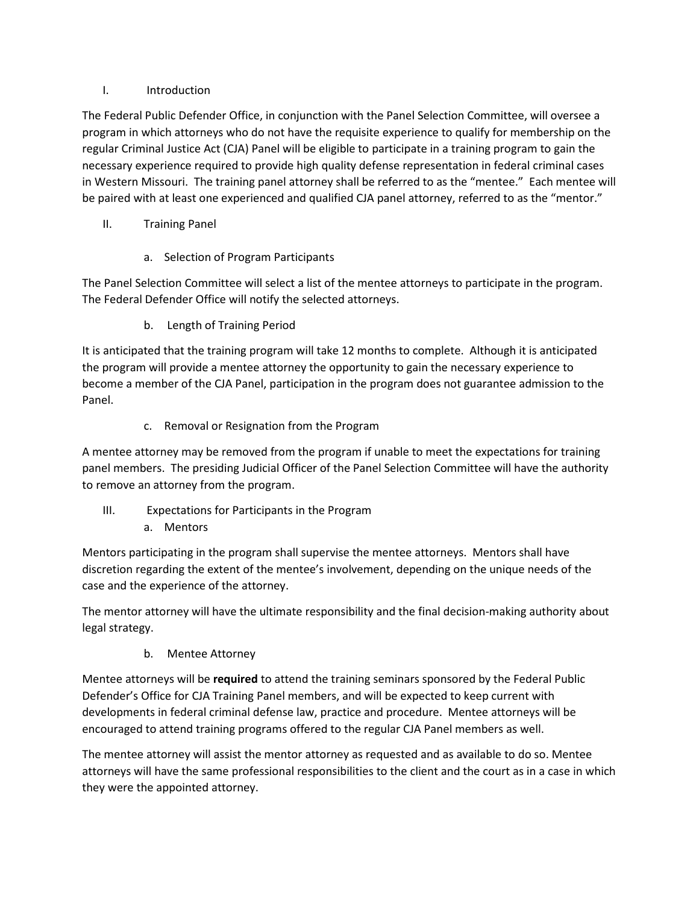## I. Introduction

The Federal Public Defender Office, in conjunction with the Panel Selection Committee, will oversee a program in which attorneys who do not have the requisite experience to qualify for membership on the regular Criminal Justice Act (CJA) Panel will be eligible to participate in a training program to gain the necessary experience required to provide high quality defense representation in federal criminal cases in Western Missouri. The training panel attorney shall be referred to as the "mentee." Each mentee will be paired with at least one experienced and qualified CJA panel attorney, referred to as the "mentor."

## II. Training Panel

### a. Selection of Program Participants

The Panel Selection Committee will select a list of the mentee attorneys to participate in the program. The Federal Defender Office will notify the selected attorneys.

### b. Length of Training Period

It is anticipated that the training program will take 12 months to complete. Although it is anticipated the program will provide a mentee attorney the opportunity to gain the necessary experience to become a member of the CJA Panel, participation in the program does not guarantee admission to the Panel.

### c. Removal or Resignation from the Program

A mentee attorney may be removed from the program if unable to meet the expectations for training panel members. The presiding Judicial Officer of the Panel Selection Committee will have the authority to remove an attorney from the program.

## III. Expectations for Participants in the Program

### a. Mentors

Mentors participating in the program shall supervise the mentee attorneys. Mentors shall have discretion regarding the extent of the mentee's involvement, depending on the unique needs of the case and the experience of the attorney.

The mentor attorney will have the ultimate responsibility and the final decision-making authority about legal strategy.

### b. Mentee Attorney

Mentee attorneys will be **required** to attend the training seminars sponsored by the Federal Public Defender's Office for CJA Training Panel members, and will be expected to keep current with developments in federal criminal defense law, practice and procedure. Mentee attorneys will be encouraged to attend training programs offered to the regular CJA Panel members as well.

The mentee attorney will assist the mentor attorney as requested and as available to do so. Mentee attorneys will have the same professional responsibilities to the client and the court as in a case in which they were the appointed attorney.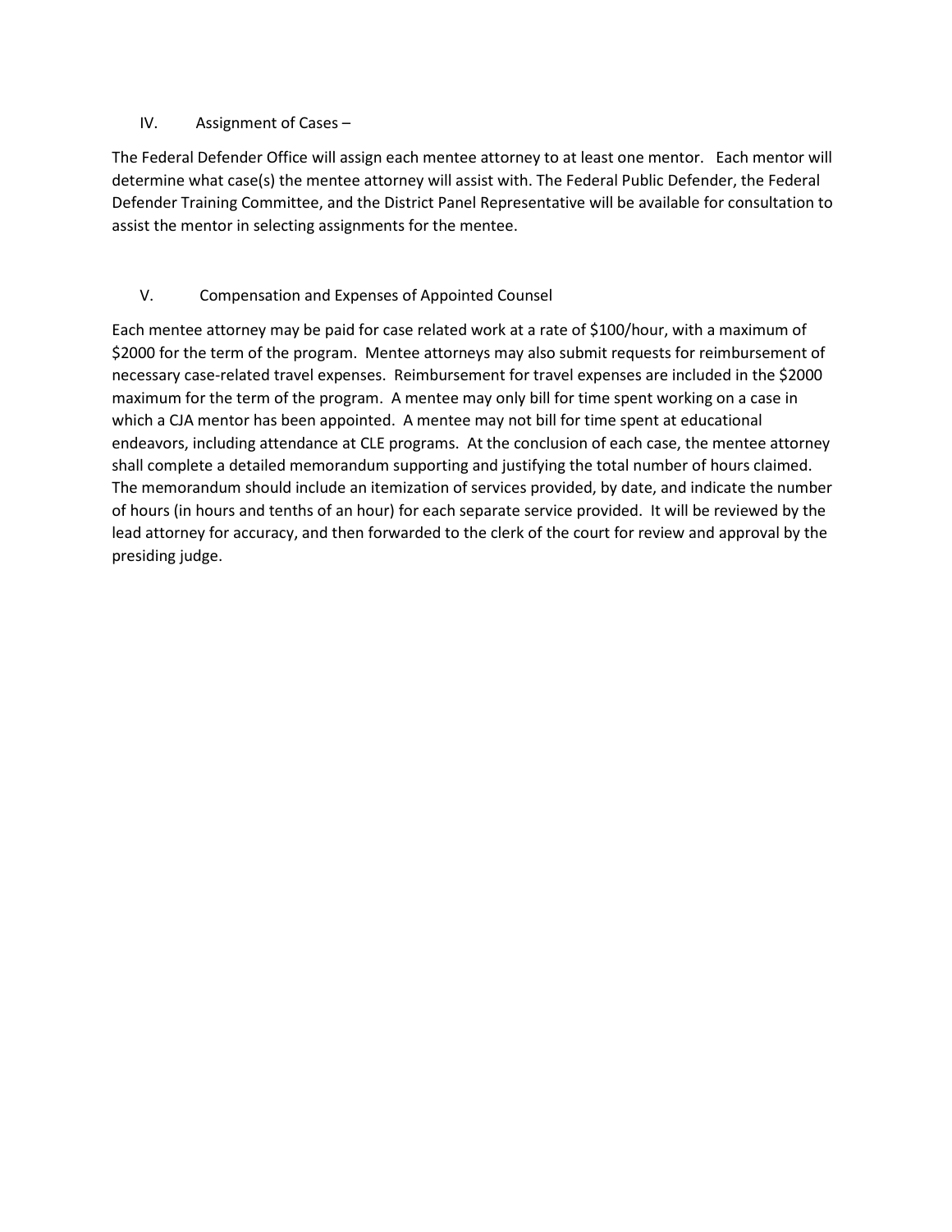## IV. Assignment of Cases –

The Federal Defender Office will assign each mentee attorney to at least one mentor. Each mentor will determine what case(s) the mentee attorney will assist with. The Federal Public Defender, the Federal Defender Training Committee, and the District Panel Representative will be available for consultation to assist the mentor in selecting assignments for the mentee.

## V. Compensation and Expenses of Appointed Counsel

Each mentee attorney may be paid for case related work at a rate of $100/hour, with a maximum of $2000 for the term of the program. Mentee attorneys may also submit requests for reimbursement of necessary case-related travel expenses. Reimbursement for travel expenses are included in the $2000 maximum for the term of the program. A mentee may only bill for time spent working on a case in which a CJA mentor has been appointed. A mentee may not bill for time spent at educational endeavors, including attendance at CLE programs. At the conclusion of each case, the mentee attorney shall complete a detailed memorandum supporting and justifying the total number of hours claimed. The memorandum should include an itemization of services provided, by date, and indicate the number of hours (in hours and tenths of an hour) for each separate service provided. It will be reviewed by the lead attorney for accuracy, and then forwarded to the clerk of the court for review and approval by the presiding judge.